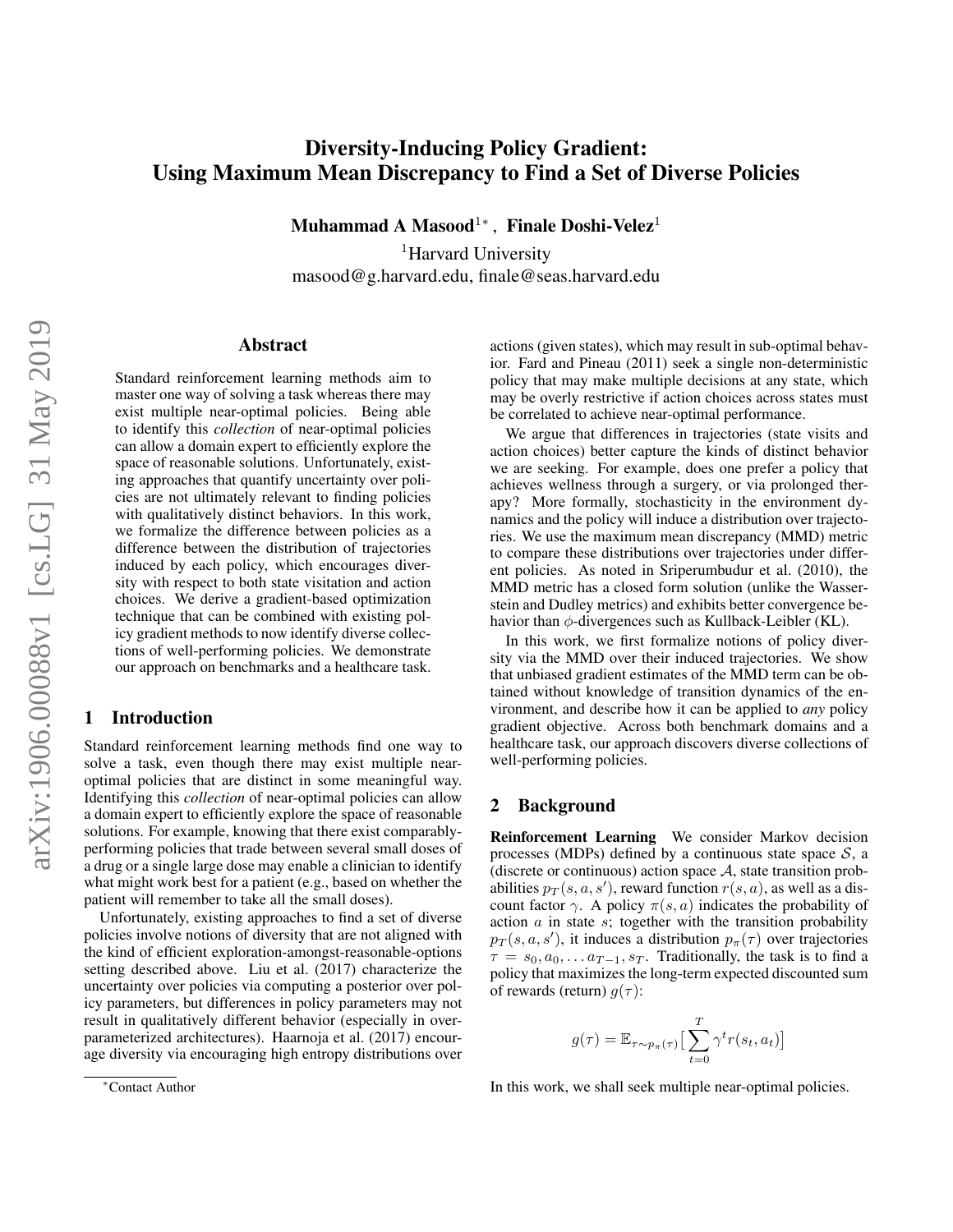# Diversity-Inducing Policy Gradient: Using Maximum Mean Discrepancy to Find a Set of Diverse Policies

**Muhammad A Masood**[1*], **Finale Doshi-Velez**[1]

[1]Harvard University

masood@g.harvard.edu, finale@seas.harvard.edu

## Abstract

Standard reinforcement learning methods aim to master one way of solving a task whereas there may exist multiple near-optimal policies. Being able to identify this *collection* of near-optimal policies can allow a domain expert to efficiently explore the space of reasonable solutions. Unfortunately, existing approaches that quantify uncertainty over policies are not ultimately relevant to finding policies with qualitatively distinct behaviors. In this work, we formalize the difference between policies as a difference between the distribution of trajectories induced by each policy, which encourages diversity with respect to both state visitation and action choices. We derive a gradient-based optimization technique that can be combined with existing policy gradient methods to now identify diverse collections of well-performing policies. We demonstrate our approach on benchmarks and a healthcare task.

## 1 Introduction

Standard reinforcement learning methods find one way to solve a task, even though there may exist multiple near-optimal policies that are distinct in some meaningful way. Identifying this *collection* of near-optimal policies can allow a domain expert to efficiently explore the space of reasonable solutions. For example, knowing that there exist comparably-performing policies that trade between several small doses of a drug or a single large dose may enable a clinician to identify what might work best for a patient (e.g., based on whether the patient will remember to take all the small doses).

Unfortunately, existing approaches to find a set of diverse policies involve notions of diversity that are not aligned with the kind of efficient exploration-amongst-reasonable-options setting described above. Liu et al. (2017) characterize the uncertainty over policies via computing a posterior over policy parameters, but differences in policy parameters may not result in qualitatively different behavior (especially in over-parameterized architectures). Haarnoja et al. (2017) encourage diversity via encouraging high entropy distributions over actions (given states), which may result in sub-optimal behavior. Fard and Pineau (2011) seek a single non-deterministic policy that may make multiple decisions at any state, which may be overly restrictive if action choices across states must be correlated to achieve near-optimal performance.

We argue that differences in trajectories (state visits and action choices) better capture the kinds of distinct behavior we are seeking. For example, does one prefer a policy that achieves wellness through a surgery, or via prolonged therapy? More formally, stochasticity in the environment dynamics and the policy will induce a distribution over trajectories. We use the maximum mean discrepancy (MMD) metric to compare these distributions over trajectories under different policies. As noted in Sriperumbudur et al. (2010), the MMD metric has a closed form solution (unlike the Wasserstein and Dudley metrics) and exhibits better convergence behavior than $\phi$-divergences such as Kullback-Leibler (KL).

In this work, we first formalize notions of policy diversity via the MMD over their induced trajectories. We show that unbiased gradient estimates of the MMD term can be obtained without knowledge of transition dynamics of the environment, and describe how it can be applied to *any* policy gradient objective. Across both benchmark domains and a healthcare task, our approach discovers diverse collections of well-performing policies.

## 2 Background

**Reinforcement Learning** We consider Markov decision processes (MDPs) defined by a continuous state space $\mathcal{S}$, a (discrete or continuous) action space $\mathcal{A}$, state transition probabilities $p_T(s, a, s')$, reward function $r(s, a)$, as well as a discount factor $\gamma$. A policy $\pi(s, a)$ indicates the probability of action $a$ in state $s$; together with the transition probability $p_T(s, a, s')$, it induces a distribution $p_\pi(\tau)$ over trajectories $\tau = s_0, a_0, \ldots a_{T-1}, s_T$. Traditionally, the task is to find a policy that maximizes the long-term expected discounted sum of rewards (return) $g(\tau)$:

$$g(\tau) = \mathbb{E}_{\tau \sim p_\pi(\tau)}\big[\sum_{t=0}^{T} \gamma^t r(s_t, a_t)\big]$$

In this work, we shall seek multiple near-optimal policies.

[*]Contact Author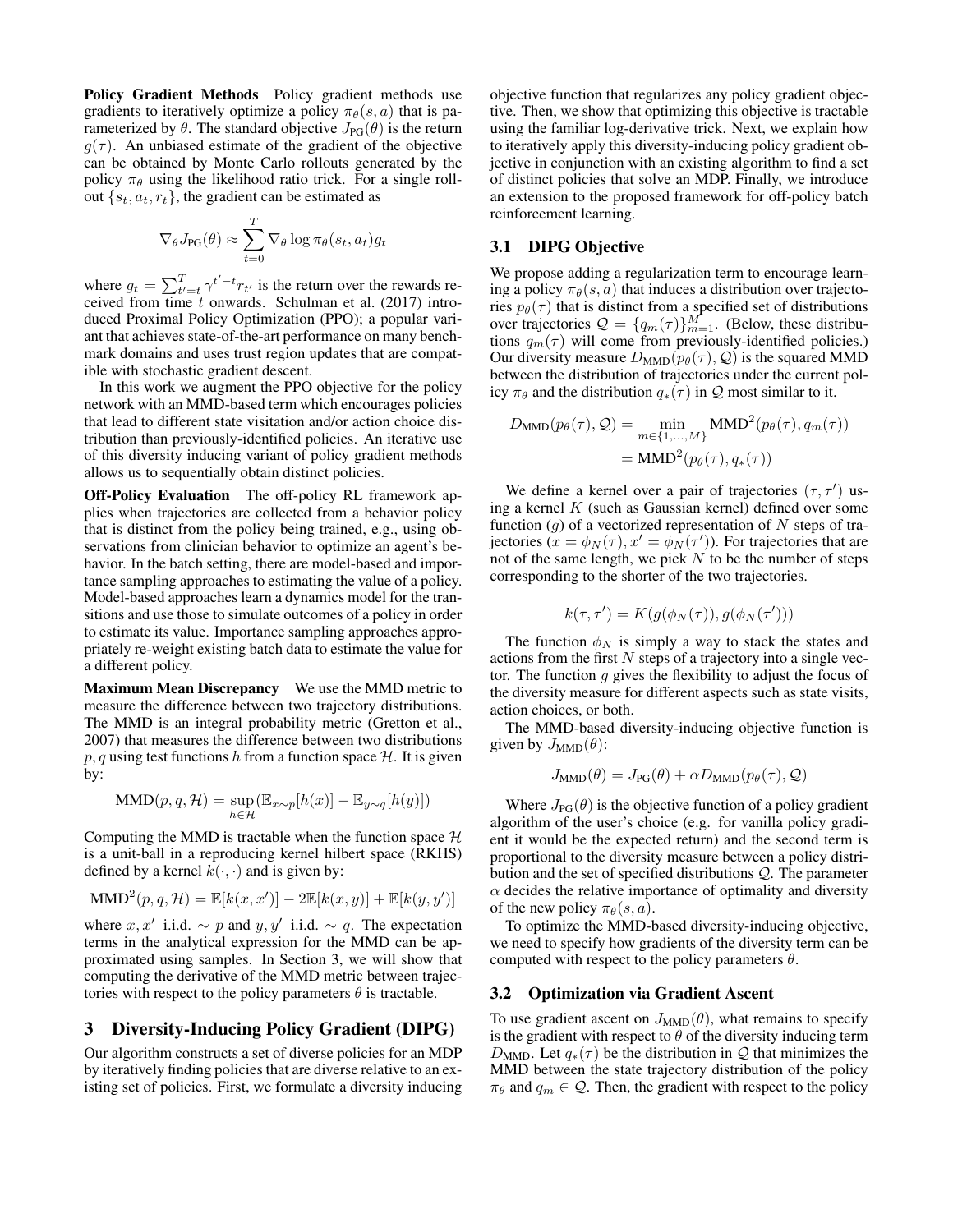**Policy Gradient Methods** Policy gradient methods use gradients to iteratively optimize a policy $\pi_\theta(s, a)$ that is parameterized by $\theta$. The standard objective $J_{\text{PG}}(\theta)$ is the return $g(\tau)$. An unbiased estimate of the gradient of the objective can be obtained by Monte Carlo rollouts generated by the policy $\pi_\theta$ using the likelihood ratio trick. For a single rollout $\{s_t, a_t, r_t\}$, the gradient can be estimated as

$$\nabla_\theta J_{\text{PG}}(\theta) \approx \sum_{t=0}^{T} \nabla_\theta \log \pi_\theta(s_t, a_t) g_t$$

where $g_t = \sum_{t'=t}^{T} \gamma^{t'-t} r_{t'}$ is the return over the rewards received from time $t$ onwards. Schulman et al. (2017) introduced Proximal Policy Optimization (PPO); a popular variant that achieves state-of-the-art performance on many benchmark domains and uses trust region updates that are compatible with stochastic gradient descent.

In this work we augment the PPO objective for the policy network with an MMD-based term which encourages policies that lead to different state visitation and/or action choice distribution than previously-identified policies. An iterative use of this diversity inducing variant of policy gradient methods allows us to sequentially obtain distinct policies.

**Off-Policy Evaluation** The off-policy RL framework applies when trajectories are collected from a behavior policy that is distinct from the policy being trained, e.g., using observations from clinician behavior to optimize an agent's behavior. In the batch setting, there are model-based and importance sampling approaches to estimating the value of a policy. Model-based approaches learn a dynamics model for the transitions and use those to simulate outcomes of a policy in order to estimate its value. Importance sampling approaches appropriately re-weight existing batch data to estimate the value for a different policy.

**Maximum Mean Discrepancy** We use the MMD metric to measure the difference between two trajectory distributions. The MMD is an integral probability metric (Gretton et al., 2007) that measures the difference between two distributions $p, q$ using test functions $h$ from a function space $\mathcal{H}$. It is given by:

$$\text{MMD}(p, q, \mathcal{H}) = \sup_{h \in \mathcal{H}} (\mathbb{E}_{x \sim p}[h(x)] - \mathbb{E}_{y \sim q}[h(y)])$$

Computing the MMD is tractable when the function space $\mathcal{H}$ is a unit-ball in a reproducing kernel hilbert space (RKHS) defined by a kernel $k(\cdot, \cdot)$ and is given by:

$$\text{MMD}^2(p, q, \mathcal{H}) = \mathbb{E}[k(x, x')] - 2\mathbb{E}[k(x, y)] + \mathbb{E}[k(y, y')]$$

where $x, x'$ i.i.d. $\sim p$ and $y, y'$ i.i.d. $\sim q$. The expectation terms in the analytical expression for the MMD can be approximated using samples. In Section 3, we will show that computing the derivative of the MMD metric between trajectories with respect to the policy parameters $\theta$ is tractable.

## 3 Diversity-Inducing Policy Gradient (DIPG)

Our algorithm constructs a set of diverse policies for an MDP by iteratively finding policies that are diverse relative to an existing set of policies. First, we formulate a diversity inducing objective function that regularizes any policy gradient objective. Then, we show that optimizing this objective is tractable using the familiar log-derivative trick. Next, we explain how to iteratively apply this diversity-inducing policy gradient objective in conjunction with an existing algorithm to find a set of distinct policies that solve an MDP. Finally, we introduce an extension to the proposed framework for off-policy batch reinforcement learning.

### 3.1 DIPG Objective

We propose adding a regularization term to encourage learning a policy $\pi_\theta(s, a)$ that induces a distribution over trajectories $p_\theta(\tau)$ that is distinct from a specified set of distributions over trajectories $\mathcal{Q} = \{q_m(\tau)\}_{m=1}^{M}$. (Below, these distributions $q_m(\tau)$ will come from previously-identified policies.) Our diversity measure $D_{\text{MMD}}(p_\theta(\tau), \mathcal{Q})$ is the squared MMD between the distribution of trajectories under the current policy $\pi_\theta$ and the distribution $q_*(\tau)$ in $\mathcal{Q}$ most similar to it.

$$\begin{aligned} D_{\text{MMD}}(p_\theta(\tau), \mathcal{Q}) &= \min_{m \in \{1, \ldots, M\}} \text{MMD}^2(p_\theta(\tau), q_m(\tau)) \\ &= \text{MMD}^2(p_\theta(\tau), q_*(\tau)) \end{aligned}$$

We define a kernel over a pair of trajectories $(\tau, \tau')$ using a kernel $K$ (such as Gaussian kernel) defined over some function ($g$) of a vectorized representation of $N$ steps of trajectories ($x = \phi_N(\tau), x' = \phi_N(\tau')$). For trajectories that are not of the same length, we pick $N$ to be the number of steps corresponding to the shorter of the two trajectories.

$$k(\tau, \tau') = K(g(\phi_N(\tau)), g(\phi_N(\tau')))$$

The function $\phi_N$ is simply a way to stack the states and actions from the first $N$ steps of a trajectory into a single vector. The function $g$ gives the flexibility to adjust the focus of the diversity measure for different aspects such as state visits, action choices, or both.

The MMD-based diversity-inducing objective function is given by $J_{\text{MMD}}(\theta)$:

$$J_{\text{MMD}}(\theta) = J_{\text{PG}}(\theta) + \alpha D_{\text{MMD}}(p_\theta(\tau), \mathcal{Q})$$

Where $J_{\text{PG}}(\theta)$ is the objective function of a policy gradient algorithm of the user's choice (e.g. for vanilla policy gradient it would be the expected return) and the second term is proportional to the diversity measure between a policy distribution and the set of specified distributions $\mathcal{Q}$. The parameter $\alpha$ decides the relative importance of optimality and diversity of the new policy $\pi_\theta(s, a)$.

To optimize the MMD-based diversity-inducing objective, we need to specify how gradients of the diversity term can be computed with respect to the policy parameters $\theta$.

### 3.2 Optimization via Gradient Ascent

To use gradient ascent on $J_{\text{MMD}}(\theta)$, what remains to specify is the gradient with respect to $\theta$ of the diversity inducing term $D_{\text{MMD}}$. Let $q_*(\tau)$ be the distribution in $\mathcal{Q}$ that minimizes the MMD between the state trajectory distribution of the policy $\pi_\theta$ and $q_m \in \mathcal{Q}$. Then, the gradient with respect to the policy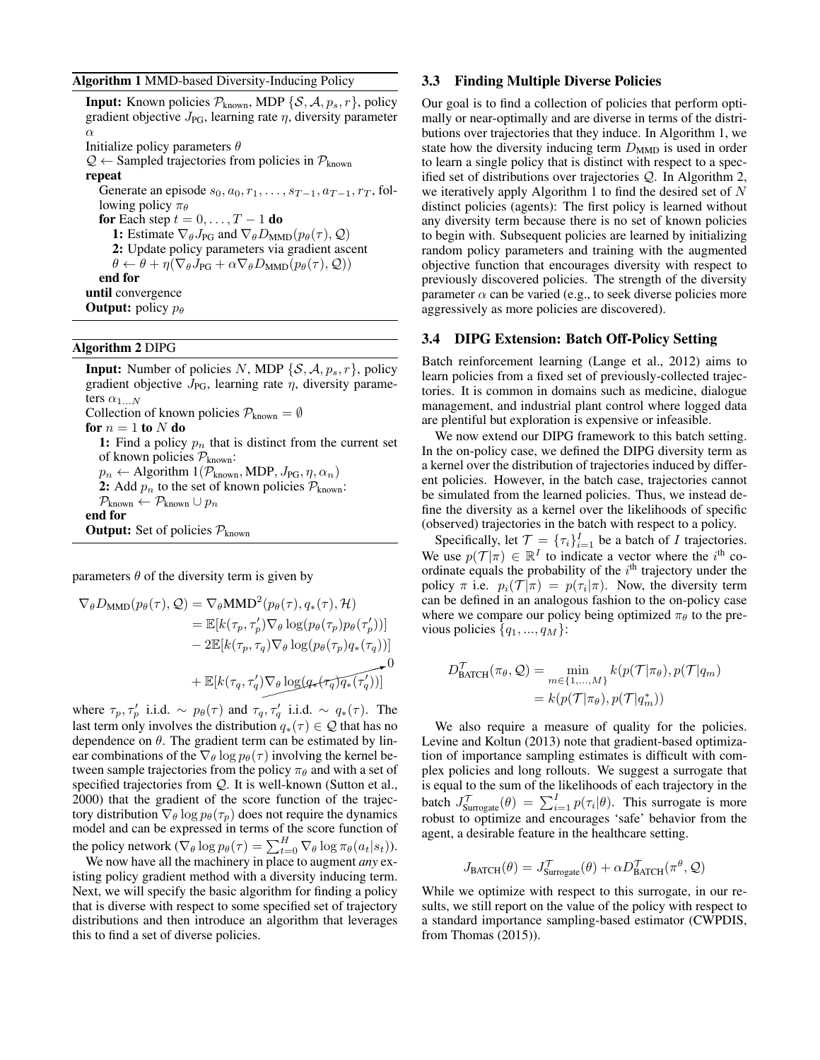**Algorithm 1** MMD-based Diversity-Inducing Policy

**Input:** Known policies $\mathcal{P}_{\text{known}}$, MDP $\{\mathcal{S}, \mathcal{A}, p_s, r\}$, policy gradient objective $J_{\text{PG}}$, learning rate $\eta$, diversity parameter $\alpha$
Initialize policy parameters $\theta$
$\mathcal{Q} \leftarrow$ Sampled trajectories from policies in $\mathcal{P}_{\text{known}}$
**repeat**
  Generate an episode $s_0, a_0, r_1, \ldots, s_{T-1}, a_{T-1}, r_T$, following policy $\pi_\theta$
  **for** Each step $t = 0, \ldots, T-1$ **do**
    **1:** Estimate $\nabla_\theta J_{\text{PG}}$ and $\nabla_\theta D_{\text{MMD}}(p_\theta(\tau), \mathcal{Q})$
    **2:** Update policy parameters via gradient ascent
    $\theta \leftarrow \theta + \eta(\nabla_\theta J_{\text{PG}} + \alpha \nabla_\theta D_{\text{MMD}}(p_\theta(\tau), \mathcal{Q}))$
  **end for**
**until** convergence
**Output:** policy $p_\theta$

**Algorithm 2** DIPG

**Input:** Number of policies $N$, MDP $\{\mathcal{S}, \mathcal{A}, p_s, r\}$, policy gradient objective $J_{\text{PG}}$, learning rate $\eta$, diversity parameters $\alpha_{1\ldots N}$
Collection of known policies $\mathcal{P}_{\text{known}} = \emptyset$
**for** $n = 1$ **to** $N$ **do**
  **1:** Find a policy $p_n$ that is distinct from the current set of known policies $\mathcal{P}_{\text{known}}$:
  $p_n \leftarrow$ Algorithm 1($\mathcal{P}_{\text{known}}$, MDP, $J_{\text{PG}}, \eta, \alpha_n$)
  **2:** Add $p_n$ to the set of known policies $\mathcal{P}_{\text{known}}$:
  $\mathcal{P}_{\text{known}} \leftarrow \mathcal{P}_{\text{known}} \cup p_n$
**end for**
**Output:** Set of policies $\mathcal{P}_{\text{known}}$

parameters $\theta$ of the diversity term is given by

$$
\begin{aligned}
\nabla_\theta D_{\text{MMD}}(p_\theta(\tau), \mathcal{Q}) &= \nabla_\theta \text{MMD}^2(p_\theta(\tau), q_*(\tau), \mathcal{H}) \\
&= \mathbb{E}[k(\tau_p, \tau_p')\nabla_\theta \log(p_\theta(\tau_p)p_\theta(\tau_p'))] \\
&\quad - 2\mathbb{E}[k(\tau_p, \tau_q)\nabla_\theta \log(p_\theta(\tau_p)q_*(\tau_q))] \\
&\quad + \mathbb{E}[k(\tau_q, \tau_q')\underbrace{\nabla_\theta \log(q_*(\tau_q)q_*(\tau_q'))}_{0}]
\end{aligned}
$$

where $\tau_p, \tau_p'$ i.i.d. $\sim p_\theta(\tau)$ and $\tau_q, \tau_q'$ i.i.d. $\sim q_*(\tau)$. The last term only involves the distribution $q_*(\tau) \in \mathcal{Q}$ that has no dependence on $\theta$. The gradient term can be estimated by linear combinations of the $\nabla_\theta \log p_\theta(\tau)$ involving the kernel between sample trajectories from the policy $\pi_\theta$ and with a set of specified trajectories from $\mathcal{Q}$. It is well-known (Sutton et al., 2000) that the gradient of the score function of the trajectory distribution $\nabla_\theta \log p_\theta(\tau_p)$ does not require the dynamics model and can be expressed in terms of the score function of the policy network ($\nabla_\theta \log p_\theta(\tau) = \sum_{t=0}^{H} \nabla_\theta \log \pi_\theta(a_t|s_t)$).

We now have all the machinery in place to augment *any* existing policy gradient method with a diversity inducing term. Next, we will specify the basic algorithm for finding a policy that is diverse with respect to some specified set of trajectory distributions and then introduce an algorithm that leverages this to find a set of diverse policies.

### 3.3 Finding Multiple Diverse Policies

Our goal is to find a collection of policies that perform optimally or near-optimally and are diverse in terms of the distributions over trajectories that they induce. In Algorithm 1, we state how the diversity inducing term $D_{\text{MMD}}$ is used in order to learn a single policy that is distinct with respect to a specified set of distributions over trajectories $\mathcal{Q}$. In Algorithm 2, we iteratively apply Algorithm 1 to find the desired set of $N$ distinct policies (agents): The first policy is learned without any diversity term because there is no set of known policies to begin with. Subsequent policies are learned by initializing random policy parameters and training with the augmented objective function that encourages diversity with respect to previously discovered policies. The strength of the diversity parameter $\alpha$ can be varied (e.g., to seek diverse policies more aggressively as more policies are discovered).

### 3.4 DIPG Extension: Batch Off-Policy Setting

Batch reinforcement learning (Lange et al., 2012) aims to learn policies from a fixed set of previously-collected trajectories. It is common in domains such as medicine, dialogue management, and industrial plant control where logged data are plentiful but exploration is expensive or infeasible.

We now extend our DIPG framework to this batch setting. In the on-policy case, we defined the DIPG diversity term as a kernel over the distribution of trajectories induced by different policies. However, in the batch case, trajectories cannot be simulated from the learned policies. Thus, we instead define the diversity as a kernel over the likelihoods of specific (observed) trajectories in the batch with respect to a policy.

Specifically, let $\mathcal{T} = \{\tau_i\}_{i=1}^{I}$ be a batch of $I$ trajectories. We use $p(\mathcal{T}|\pi) \in \mathbb{R}^I$ to indicate a vector where the $i^{\text{th}}$ coordinate equals the probability of the $i^{\text{th}}$ trajectory under the policy $\pi$ i.e. $p_i(\mathcal{T}|\pi) = p(\tau_i|\pi)$. Now, the diversity term can be defined in an analogous fashion to the on-policy case where we compare our policy being optimized $\pi_\theta$ to the previous policies $\{q_1, ..., q_M\}$:

$$
\begin{aligned}
D_{\text{BATCH}}^{\mathcal{T}}(\pi_\theta, \mathcal{Q}) &= \min_{m \in \{1,\ldots,M\}} k(p(\mathcal{T}|\pi_\theta), p(\mathcal{T}|q_m)) \\
&= k(p(\mathcal{T}|\pi_\theta), p(\mathcal{T}|q_m^*))
\end{aligned}
$$

We also require a measure of quality for the policies. Levine and Koltun (2013) note that gradient-based optimization of importance sampling estimates is difficult with complex policies and long rollouts. We suggest a surrogate that is equal to the sum of the likelihoods of each trajectory in the batch $J_{\text{Surrogate}}^{\mathcal{T}}(\theta) = \sum_{i=1}^{I} p(\tau_i|\theta)$. This surrogate is more robust to optimize and encourages 'safe' behavior from the agent, a desirable feature in the healthcare setting.

$$
J_{\text{BATCH}}(\theta) = J_{\text{Surrogate}}^{\mathcal{T}}(\theta) + \alpha D_{\text{BATCH}}^{\mathcal{T}}(\pi^\theta, \mathcal{Q})
$$

While we optimize with respect to this surrogate, in our results, we still report on the value of the policy with respect to a standard importance sampling-based estimator (CWPDIS, from Thomas (2015)).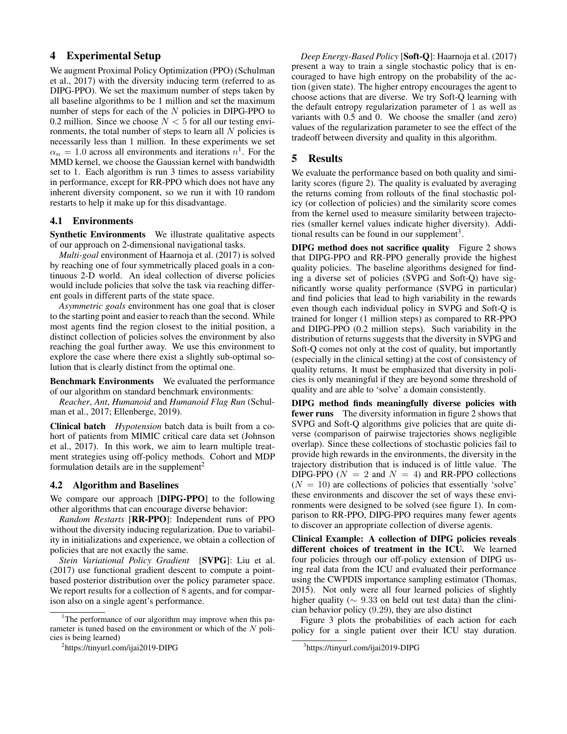## 4 Experimental Setup

We augment Proximal Policy Optimization (PPO) (Schulman et al., 2017) with the diversity inducing term (referred to as DIPG-PPO). We set the maximum number of steps taken by all baseline algorithms to be 1 million and set the maximum number of steps for each of the $N$ policies in DIPG-PPO to 0.2 million. Since we choose $N < 5$ for all our testing environments, the total number of steps to learn all $N$ policies is necessarily less than 1 million. In these experiments we set $\alpha_n = 1.0$ across all environments and iterations $n$[1]. For the MMD kernel, we choose the Gaussian kernel with bandwidth set to 1. Each algorithm is run 3 times to assess variability in performance, except for RR-PPO which does not have any inherent diversity component, so we run it with 10 random restarts to help it make up for this disadvantage.

### 4.1 Environments

**Synthetic Environments** We illustrate qualitative aspects of our approach on 2-dimensional navigational tasks.

*Multi-goal* environment of Haarnoja et al. (2017) is solved by reaching one of four symmetrically placed goals in a continuous 2-D world. An ideal collection of diverse policies would include policies that solve the task via reaching different goals in different parts of the state space.

*Asymmetric goals* environment has one goal that is closer to the starting point and easier to reach than the second. While most agents find the region closest to the initial position, a distinct collection of policies solves the environment by also reaching the goal further away. We use this environment to explore the case where there exist a slightly sub-optimal solution that is clearly distinct from the optimal one.

**Benchmark Environments** We evaluated the performance of our algorithm on standard benchmark environments:

*Reacher*, *Ant*, *Humanoid* and *Humanoid Flag Run* (Schulman et al., 2017; Ellenberge, 2019).

**Clinical batch** *Hypotension* batch data is built from a cohort of patients from MIMIC critical care data set (Johnson et al., 2017). In this work, we aim to learn multiple treatment strategies using off-policy methods. Cohort and MDP formulation details are in the supplement[2]

### 4.2 Algorithm and Baselines

We compare our approach [**DIPG-PPO**] to the following other algorithms that can encourage diverse behavior:

*Random Restarts* [**RR-PPO**]: Independent runs of PPO without the diversity inducing regularization. Due to variability in initializations and experience, we obtain a collection of policies that are not exactly the same.

*Stein Variational Policy Gradient* [**SVPG**]: Liu et al. (2017) use functional gradient descent to compute a point-based posterior distribution over the policy parameter space. We report results for a collection of 8 agents, and for comparison also on a single agent's performance.

*Deep Energy-Based Policy* [**Soft-Q**]: Haarnoja et al. (2017) present a way to train a single stochastic policy that is encouraged to have high entropy on the probability of the action (given state). The higher entropy encourages the agent to choose actions that are diverse. We try Soft-Q learning with the default entropy regularization parameter of 1 as well as variants with 0.5 and 0. We choose the smaller (and zero) values of the regularization parameter to see the effect of the tradeoff between diversity and quality in this algorithm.

## 5 Results

We evaluate the performance based on both quality and similarity scores (figure 2). The quality is evaluated by averaging the returns coming from rollouts of the final stochastic policy (or collection of policies) and the similarity score comes from the kernel used to measure similarity between trajectories (smaller kernel values indicate higher diversity). Additional results can be found in our supplement[3].

**DIPG method does not sacrifice quality** Figure 2 shows that DIPG-PPO and RR-PPO generally provide the highest quality policies. The baseline algorithms designed for finding a diverse set of policies (SVPG and Soft-Q) have significantly worse quality performance (SVPG in particular) and find policies that lead to high variability in the rewards even though each individual policy in SVPG and Soft-Q is trained for longer (1 million steps) as compared to RR-PPO and DIPG-PPO (0.2 million steps). Such variability in the distribution of returns suggests that the diversity in SVPG and Soft-Q comes not only at the cost of quality, but importantly (especially in the clinical setting) at the cost of consistency of quality returns. It must be emphasized that diversity in policies is only meaningful if they are beyond some threshold of quality and are able to 'solve' a domain consistently.

**DIPG method finds meaningfully diverse policies with fewer runs** The diversity information in figure 2 shows that SVPG and Soft-Q algorithms give policies that are quite diverse (comparison of pairwise trajectories shows negligible overlap). Since these collections of stochastic policies fail to provide high rewards in the environments, the diversity in the trajectory distribution that is induced is of little value. The DIPG-PPO ($N = 2$ and $N = 4$) and RR-PPO collections ($N = 10$) are collections of policies that essentially 'solve' these environments and discover the set of ways these environments were designed to be solved (see figure 1). In comparison to RR-PPO, DIPG-PPO requires many fewer agents to discover an appropriate collection of diverse agents.

**Clinical Example: A collection of DIPG policies reveals different choices of treatment in the ICU.** We learned four policies through our off-policy extension of DIPG using real data from the ICU and evaluated their performance using the CWPDIS importance sampling estimator (Thomas, 2015). Not only were all four learned policies of slightly higher quality ($\sim 9.33$ on held out test data) than the clinician behavior policy (9.29), they are also distinct

Figure 3 plots the probabilities of each action for each policy for a single patient over their ICU stay duration.

[1] The performance of our algorithm may improve when this parameter is tuned based on the environment or which of the $N$ policies is being learned)

[2] https://tinyurl.com/ijai2019-DIPG

[3] https://tinyurl.com/ijai2019-DIPG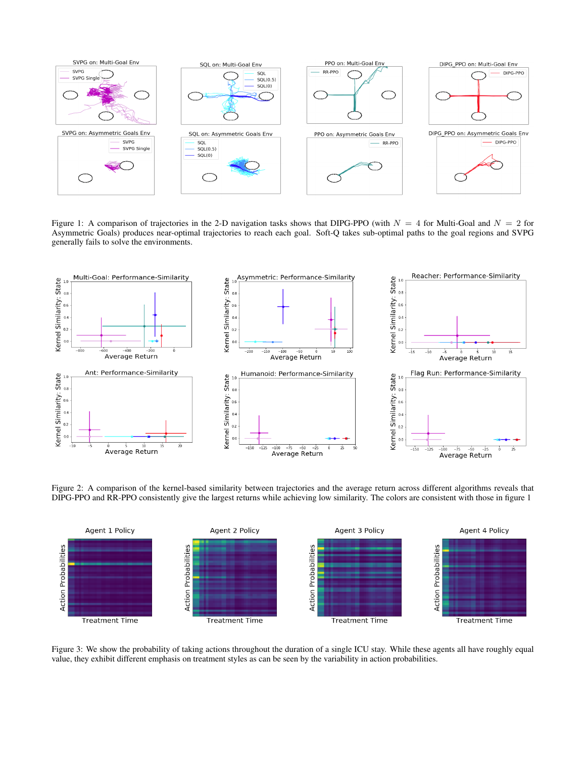Figure 1: A comparison of trajectories in the 2-D navigation tasks shows that DIPG-PPO (with $N = 4$ for Multi-Goal and $N = 2$ for Asymmetric Goals) produces near-optimal trajectories to reach each goal. Soft-Q takes sub-optimal paths to the goal regions and SVPG generally fails to solve the environments.

Figure 2: A comparison of the kernel-based similarity between trajectories and the average return across different algorithms reveals that DIPG-PPO and RR-PPO consistently give the largest returns while achieving low similarity. The colors are consistent with those in figure 1

Figure 3: We show the probability of taking actions throughout the duration of a single ICU stay. While these agents all have roughly equal value, they exhibit different emphasis on treatment styles as can be seen by the variability in action probabilities.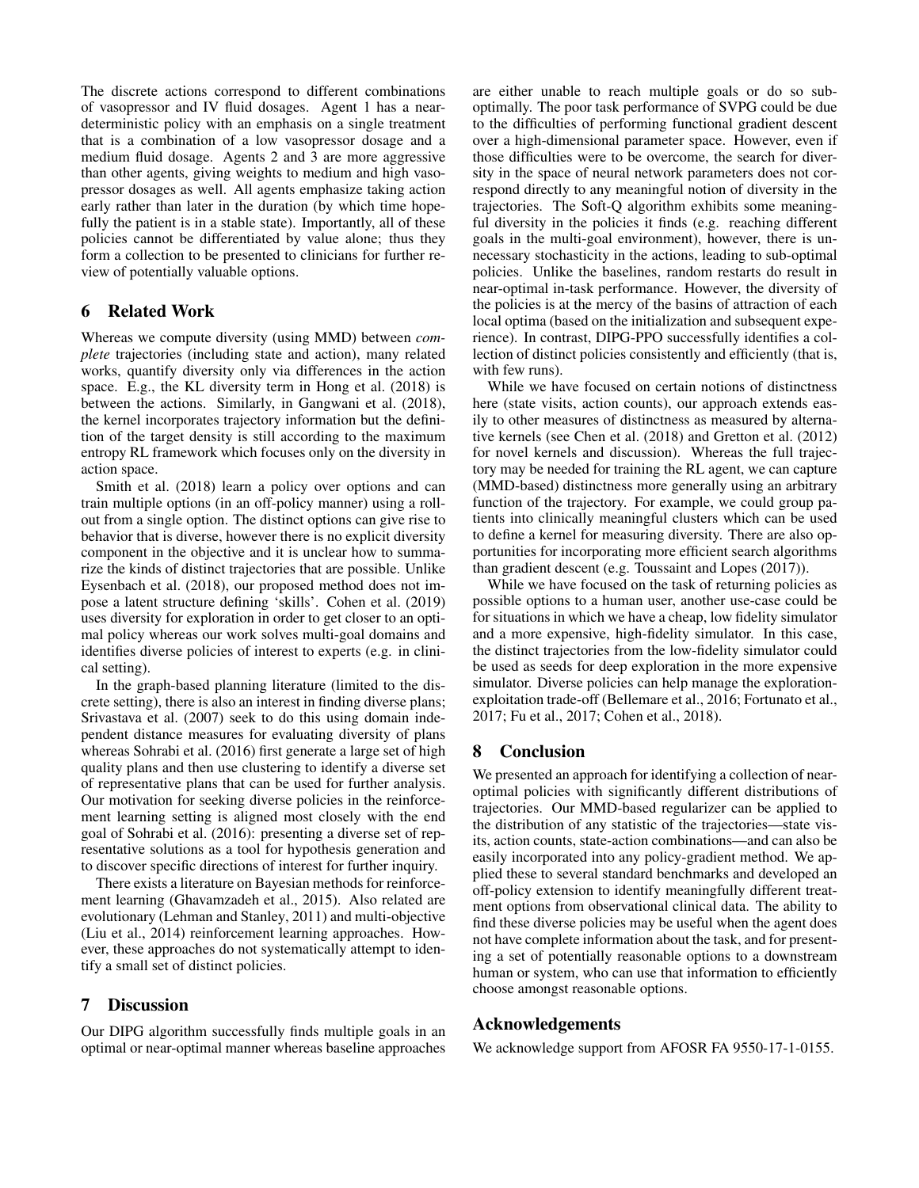The discrete actions correspond to different combinations of vasopressor and IV fluid dosages. Agent 1 has a near-deterministic policy with an emphasis on a single treatment that is a combination of a low vasopressor dosage and a medium fluid dosage. Agents 2 and 3 are more aggressive than other agents, giving weights to medium and high vasopressor dosages as well. All agents emphasize taking action early rather than later in the duration (by which time hopefully the patient is in a stable state). Importantly, all of these policies cannot be differentiated by value alone; thus they form a collection to be presented to clinicians for further review of potentially valuable options.

## 6 Related Work

Whereas we compute diversity (using MMD) between *complete* trajectories (including state and action), many related works, quantify diversity only via differences in the action space. E.g., the KL diversity term in Hong et al. (2018) is between the actions. Similarly, in Gangwani et al. (2018), the kernel incorporates trajectory information but the definition of the target density is still according to the maximum entropy RL framework which focuses only on the diversity in action space.

Smith et al. (2018) learn a policy over options and can train multiple options (in an off-policy manner) using a rollout from a single option. The distinct options can give rise to behavior that is diverse, however there is no explicit diversity component in the objective and it is unclear how to summarize the kinds of distinct trajectories that are possible. Unlike Eysenbach et al. (2018), our proposed method does not impose a latent structure defining 'skills'. Cohen et al. (2019) uses diversity for exploration in order to get closer to an optimal policy whereas our work solves multi-goal domains and identifies diverse policies of interest to experts (e.g. in clinical setting).

In the graph-based planning literature (limited to the discrete setting), there is also an interest in finding diverse plans; Srivastava et al. (2007) seek to do this using domain independent distance measures for evaluating diversity of plans whereas Sohrabi et al. (2016) first generate a large set of high quality plans and then use clustering to identify a diverse set of representative plans that can be used for further analysis. Our motivation for seeking diverse policies in the reinforcement learning setting is aligned most closely with the end goal of Sohrabi et al. (2016): presenting a diverse set of representative solutions as a tool for hypothesis generation and to discover specific directions of interest for further inquiry.

There exists a literature on Bayesian methods for reinforcement learning (Ghavamzadeh et al., 2015). Also related are evolutionary (Lehman and Stanley, 2011) and multi-objective (Liu et al., 2014) reinforcement learning approaches. However, these approaches do not systematically attempt to identify a small set of distinct policies.

## 7 Discussion

Our DIPG algorithm successfully finds multiple goals in an optimal or near-optimal manner whereas baseline approaches are either unable to reach multiple goals or do so sub-optimally. The poor task performance of SVPG could be due to the difficulties of performing functional gradient descent over a high-dimensional parameter space. However, even if those difficulties were to be overcome, the search for diversity in the space of neural network parameters does not correspond directly to any meaningful notion of diversity in the trajectories. The Soft-Q algorithm exhibits some meaningful diversity in the policies it finds (e.g. reaching different goals in the multi-goal environment), however, there is unnecessary stochasticity in the actions, leading to sub-optimal policies. Unlike the baselines, random restarts do result in near-optimal in-task performance. However, the diversity of the policies is at the mercy of the basins of attraction of each local optima (based on the initialization and subsequent experience). In contrast, DIPG-PPO successfully identifies a collection of distinct policies consistently and efficiently (that is, with few runs).

While we have focused on certain notions of distinctness here (state visits, action counts), our approach extends easily to other measures of distinctness as measured by alternative kernels (see Chen et al. (2018) and Gretton et al. (2012) for novel kernels and discussion). Whereas the full trajectory may be needed for training the RL agent, we can capture (MMD-based) distinctness more generally using an arbitrary function of the trajectory. For example, we could group patients into clinically meaningful clusters which can be used to define a kernel for measuring diversity. There are also opportunities for incorporating more efficient search algorithms than gradient descent (e.g. Toussaint and Lopes (2017)).

While we have focused on the task of returning policies as possible options to a human user, another use-case could be for situations in which we have a cheap, low fidelity simulator and a more expensive, high-fidelity simulator. In this case, the distinct trajectories from the low-fidelity simulator could be used as seeds for deep exploration in the more expensive simulator. Diverse policies can help manage the exploration-exploitation trade-off (Bellemare et al., 2016; Fortunato et al., 2017; Fu et al., 2017; Cohen et al., 2018).

## 8 Conclusion

We presented an approach for identifying a collection of near-optimal policies with significantly different distributions of trajectories. Our MMD-based regularizer can be applied to the distribution of any statistic of the trajectories—state visits, action counts, state-action combinations—and can also be easily incorporated into any policy-gradient method. We applied these to several standard benchmarks and developed an off-policy extension to identify meaningfully different treatment options from observational clinical data. The ability to find these diverse policies may be useful when the agent does not have complete information about the task, and for presenting a set of potentially reasonable options to a downstream human or system, who can use that information to efficiently choose amongst reasonable options.

## Acknowledgements

We acknowledge support from AFOSR FA 9550-17-1-0155.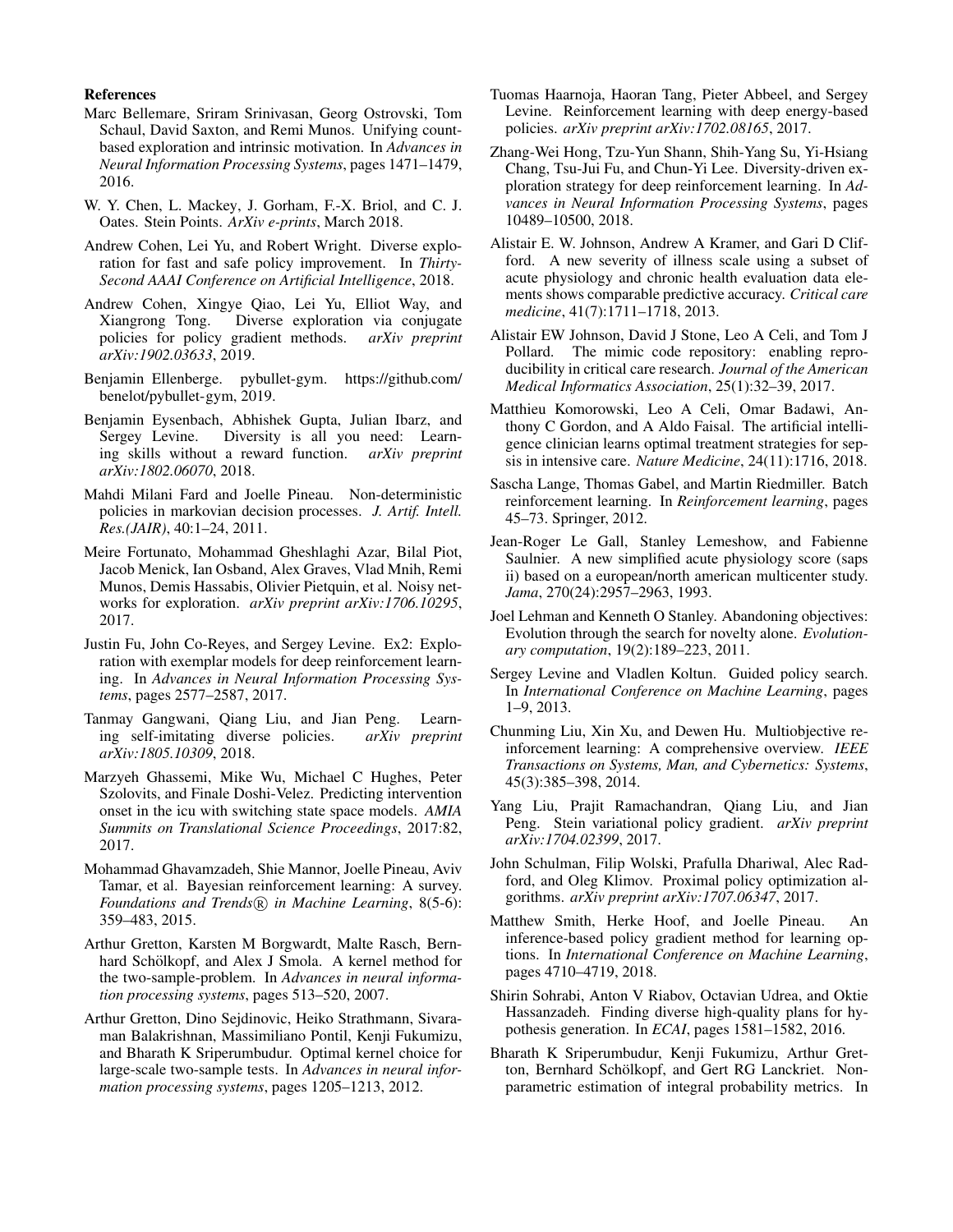**References**

Marc Bellemare, Sriram Srinivasan, Georg Ostrovski, Tom Schaul, David Saxton, and Remi Munos. Unifying count-based exploration and intrinsic motivation. In *Advances in Neural Information Processing Systems*, pages 1471–1479, 2016.

W. Y. Chen, L. Mackey, J. Gorham, F.-X. Briol, and C. J. Oates. Stein Points. *ArXiv e-prints*, March 2018.

Andrew Cohen, Lei Yu, and Robert Wright. Diverse exploration for fast and safe policy improvement. In *Thirty-Second AAAI Conference on Artificial Intelligence*, 2018.

Andrew Cohen, Xingye Qiao, Lei Yu, Elliot Way, and Xiangrong Tong. Diverse exploration via conjugate policies for policy gradient methods. *arXiv preprint arXiv:1902.03633*, 2019.

Benjamin Ellenberge. pybullet-gym. https://github.com/benelot/pybullet-gym, 2019.

Benjamin Eysenbach, Abhishek Gupta, Julian Ibarz, and Sergey Levine. Diversity is all you need: Learning skills without a reward function. *arXiv preprint arXiv:1802.06070*, 2018.

Mahdi Milani Fard and Joelle Pineau. Non-deterministic policies in markovian decision processes. *J. Artif. Intell. Res.(JAIR)*, 40:1–24, 2011.

Meire Fortunato, Mohammad Gheshlaghi Azar, Bilal Piot, Jacob Menick, Ian Osband, Alex Graves, Vlad Mnih, Remi Munos, Demis Hassabis, Olivier Pietquin, et al. Noisy networks for exploration. *arXiv preprint arXiv:1706.10295*, 2017.

Justin Fu, John Co-Reyes, and Sergey Levine. Ex2: Exploration with exemplar models for deep reinforcement learning. In *Advances in Neural Information Processing Systems*, pages 2577–2587, 2017.

Tanmay Gangwani, Qiang Liu, and Jian Peng. Learning self-imitating diverse policies. *arXiv preprint arXiv:1805.10309*, 2018.

Marzyeh Ghassemi, Mike Wu, Michael C Hughes, Peter Szolovits, and Finale Doshi-Velez. Predicting intervention onset in the icu with switching state space models. *AMIA Summits on Translational Science Proceedings*, 2017:82, 2017.

Mohammad Ghavamzadeh, Shie Mannor, Joelle Pineau, Aviv Tamar, et al. Bayesian reinforcement learning: A survey. *Foundations and Trends® in Machine Learning*, 8(5-6): 359–483, 2015.

Arthur Gretton, Karsten M Borgwardt, Malte Rasch, Bernhard Schölkopf, and Alex J Smola. A kernel method for the two-sample-problem. In *Advances in neural information processing systems*, pages 513–520, 2007.

Arthur Gretton, Dino Sejdinovic, Heiko Strathmann, Sivaraman Balakrishnan, Massimiliano Pontil, Kenji Fukumizu, and Bharath K Sriperumbudur. Optimal kernel choice for large-scale two-sample tests. In *Advances in neural information processing systems*, pages 1205–1213, 2012.

Tuomas Haarnoja, Haoran Tang, Pieter Abbeel, and Sergey Levine. Reinforcement learning with deep energy-based policies. *arXiv preprint arXiv:1702.08165*, 2017.

Zhang-Wei Hong, Tzu-Yun Shann, Shih-Yang Su, Yi-Hsiang Chang, Tsu-Jui Fu, and Chun-Yi Lee. Diversity-driven exploration strategy for deep reinforcement learning. In *Advances in Neural Information Processing Systems*, pages 10489–10500, 2018.

Alistair E. W. Johnson, Andrew A Kramer, and Gari D Clifford. A new severity of illness scale using a subset of acute physiology and chronic health evaluation data elements shows comparable predictive accuracy. *Critical care medicine*, 41(7):1711–1718, 2013.

Alistair EW Johnson, David J Stone, Leo A Celi, and Tom J Pollard. The mimic code repository: enabling reproducibility in critical care research. *Journal of the American Medical Informatics Association*, 25(1):32–39, 2017.

Matthieu Komorowski, Leo A Celi, Omar Badawi, Anthony C Gordon, and A Aldo Faisal. The artificial intelligence clinician learns optimal treatment strategies for sepsis in intensive care. *Nature Medicine*, 24(11):1716, 2018.

Sascha Lange, Thomas Gabel, and Martin Riedmiller. Batch reinforcement learning. In *Reinforcement learning*, pages 45–73. Springer, 2012.

Jean-Roger Le Gall, Stanley Lemeshow, and Fabienne Saulnier. A new simplified acute physiology score (saps ii) based on a european/north american multicenter study. *Jama*, 270(24):2957–2963, 1993.

Joel Lehman and Kenneth O Stanley. Abandoning objectives: Evolution through the search for novelty alone. *Evolutionary computation*, 19(2):189–223, 2011.

Sergey Levine and Vladlen Koltun. Guided policy search. In *International Conference on Machine Learning*, pages 1–9, 2013.

Chunming Liu, Xin Xu, and Dewen Hu. Multiobjective reinforcement learning: A comprehensive overview. *IEEE Transactions on Systems, Man, and Cybernetics: Systems*, 45(3):385–398, 2014.

Yang Liu, Prajit Ramachandran, Qiang Liu, and Jian Peng. Stein variational policy gradient. *arXiv preprint arXiv:1704.02399*, 2017.

John Schulman, Filip Wolski, Prafulla Dhariwal, Alec Radford, and Oleg Klimov. Proximal policy optimization algorithms. *arXiv preprint arXiv:1707.06347*, 2017.

Matthew Smith, Herke Hoof, and Joelle Pineau. An inference-based policy gradient method for learning options. In *International Conference on Machine Learning*, pages 4710–4719, 2018.

Shirin Sohrabi, Anton V Riabov, Octavian Udrea, and Oktie Hassanzadeh. Finding diverse high-quality plans for hypothesis generation. In *ECAI*, pages 1581–1582, 2016.

Bharath K Sriperumbudur, Kenji Fukumizu, Arthur Gretton, Bernhard Schölkopf, and Gert RG Lanckriet. Non-parametric estimation of integral probability metrics. In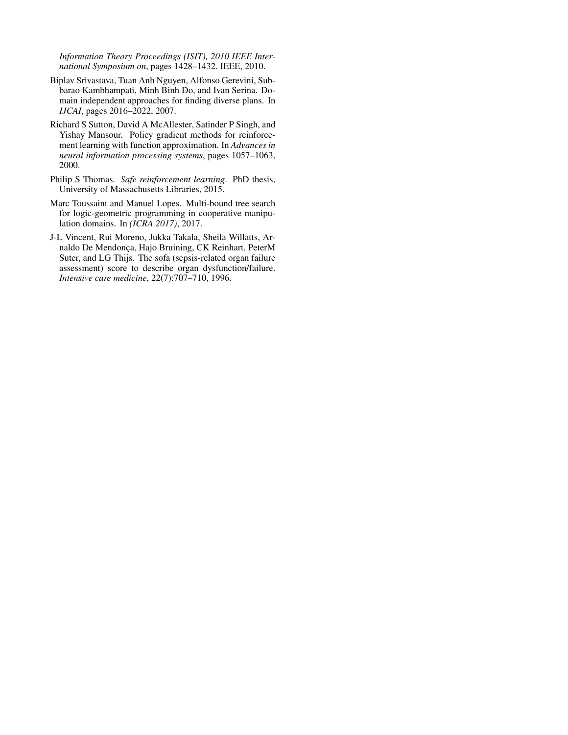*Information Theory Proceedings (ISIT), 2010 IEEE International Symposium on*, pages 1428–1432. IEEE, 2010.

Biplav Srivastava, Tuan Anh Nguyen, Alfonso Gerevini, Subbarao Kambhampati, Minh Binh Do, and Ivan Serina. Domain independent approaches for finding diverse plans. In *IJCAI*, pages 2016–2022, 2007.

Richard S Sutton, David A McAllester, Satinder P Singh, and Yishay Mansour. Policy gradient methods for reinforcement learning with function approximation. In *Advances in neural information processing systems*, pages 1057–1063, 2000.

Philip S Thomas. *Safe reinforcement learning*. PhD thesis, University of Massachusetts Libraries, 2015.

Marc Toussaint and Manuel Lopes. Multi-bound tree search for logic-geometric programming in cooperative manipulation domains. In *(ICRA 2017)*, 2017.

J-L Vincent, Rui Moreno, Jukka Takala, Sheila Willatts, Arnaldo De Mendonça, Hajo Bruining, CK Reinhart, PeterM Suter, and LG Thijs. The sofa (sepsis-related organ failure assessment) score to describe organ dysfunction/failure. *Intensive care medicine*, 22(7):707–710, 1996.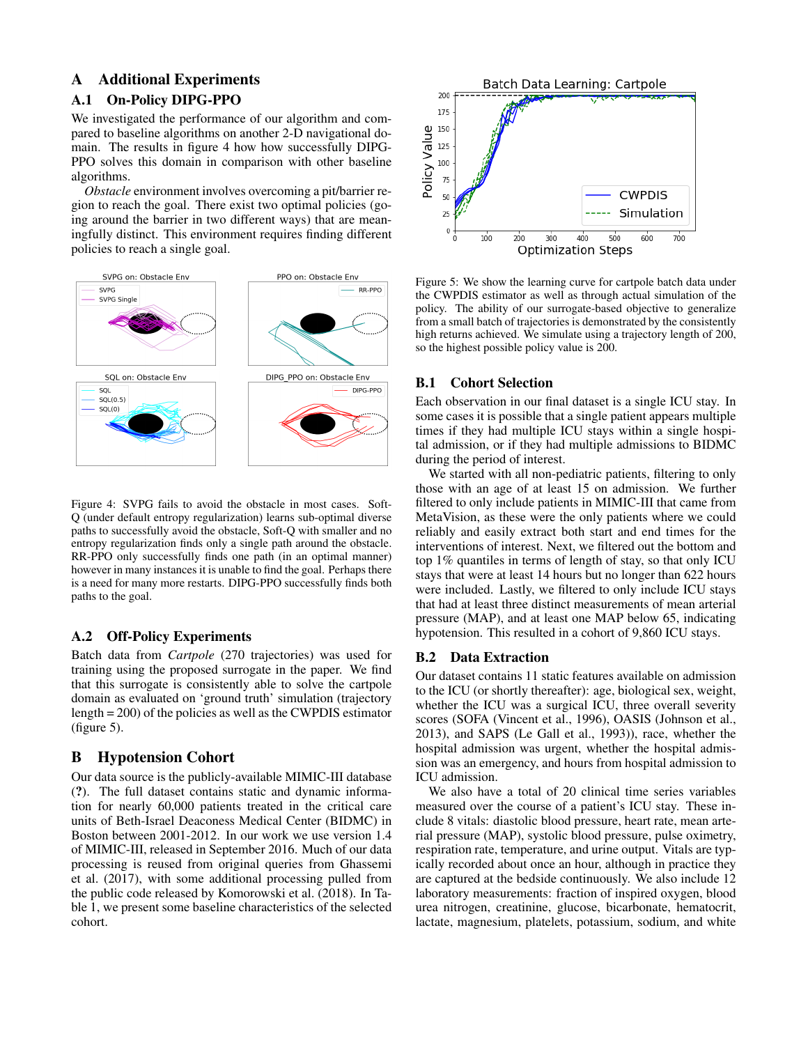# A Additional Experiments

## A.1 On-Policy DIPG-PPO

We investigated the performance of our algorithm and compared to baseline algorithms on another 2-D navigational domain. The results in figure 4 how how successfully DIPG-PPO solves this domain in comparison with other baseline algorithms.

*Obstacle* environment involves overcoming a pit/barrier region to reach the goal. There exist two optimal policies (going around the barrier in two different ways) that are meaningfully distinct. This environment requires finding different policies to reach a single goal.

Figure 4: SVPG fails to avoid the obstacle in most cases. Soft-Q (under default entropy regularization) learns sub-optimal diverse paths to successfully avoid the obstacle, Soft-Q with smaller and no entropy regularization finds only a single path around the obstacle. RR-PPO only successfully finds one path (in an optimal manner) however in many instances it is unable to find the goal. Perhaps there is a need for many more restarts. DIPG-PPO successfully finds both paths to the goal.

## A.2 Off-Policy Experiments

Batch data from *Cartpole* (270 trajectories) was used for training using the proposed surrogate in the paper. We find that this surrogate is consistently able to solve the cartpole domain as evaluated on 'ground truth' simulation (trajectory length = 200) of the policies as well as the CWPDIS estimator (figure 5).

Figure 5: We show the learning curve for cartpole batch data under the CWPDIS estimator as well as through actual simulation of the policy. The ability of our surrogate-based objective to generalize from a small batch of trajectories is demonstrated by the consistently high returns achieved. We simulate using a trajectory length of 200, so the highest possible policy value is 200.

# B Hypotension Cohort

Our data source is the publicly-available MIMIC-III database (?). The full dataset contains static and dynamic information for nearly 60,000 patients treated in the critical care units of Beth-Israel Deaconess Medical Center (BIDMC) in Boston between 2001-2012. In our work we use version 1.4 of MIMIC-III, released in September 2016. Much of our data processing is reused from original queries from Ghassemi et al. (2017), with some additional processing pulled from the public code released by Komorowski et al. (2018). In Table 1, we present some baseline characteristics of the selected cohort.

## B.1 Cohort Selection

Each observation in our final dataset is a single ICU stay. In some cases it is possible that a single patient appears multiple times if they had multiple ICU stays within a single hospital admission, or if they had multiple admissions to BIDMC during the period of interest.

We started with all non-pediatric patients, filtering to only those with an age of at least 15 on admission. We further filtered to only include patients in MIMIC-III that came from MetaVision, as these were the only patients where we could reliably and easily extract both start and end times for the interventions of interest. Next, we filtered out the bottom and top 1% quantiles in terms of length of stay, so that only ICU stays that were at least 14 hours but no longer than 622 hours were included. Lastly, we filtered to only include ICU stays that had at least three distinct measurements of mean arterial pressure (MAP), and at least one MAP below 65, indicating hypotension. This resulted in a cohort of 9,860 ICU stays.

## B.2 Data Extraction

Our dataset contains 11 static features available on admission to the ICU (or shortly thereafter): age, biological sex, weight, whether the ICU was a surgical ICU, three overall severity scores (SOFA (Vincent et al., 1996), OASIS (Johnson et al., 2013), and SAPS (Le Gall et al., 1993)), race, whether the hospital admission was urgent, whether the hospital admission was an emergency, and hours from hospital admission to ICU admission.

We also have a total of 20 clinical time series variables measured over the course of a patient's ICU stay. These include 8 vitals: diastolic blood pressure, heart rate, mean arterial pressure (MAP), systolic blood pressure, pulse oximetry, respiration rate, temperature, and urine output. Vitals are typically recorded about once an hour, although in practice they are captured at the bedside continuously. We also include 12 laboratory measurements: fraction of inspired oxygen, blood urea nitrogen, creatinine, glucose, bicarbonate, hematocrit, lactate, magnesium, platelets, potassium, sodium, and white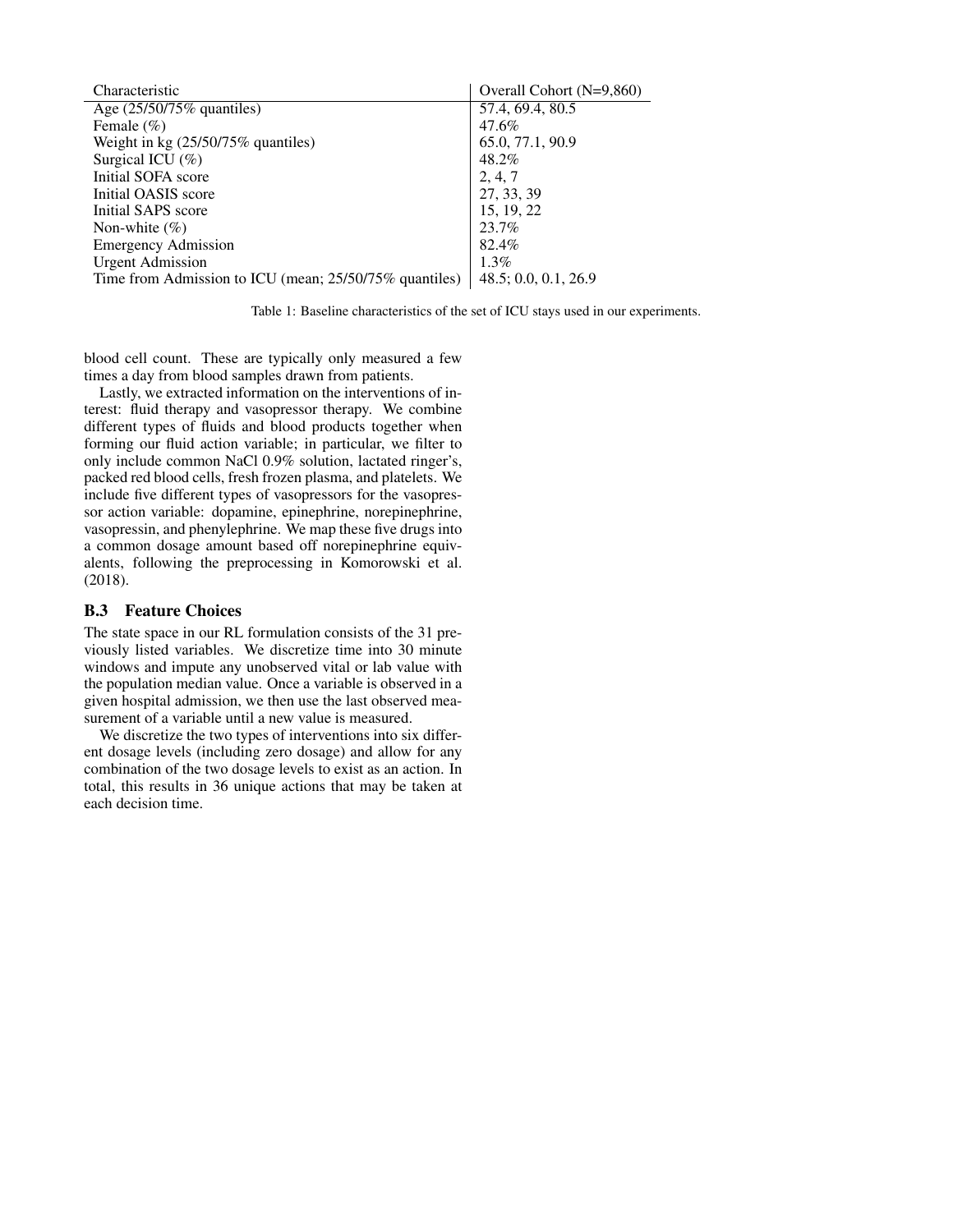| Characteristic | Overall Cohort (N=9,860) |
|---|---|
| Age (25/50/75% quantiles) | 57.4, 69.4, 80.5 |
| Female (%) | 47.6% |
| Weight in kg (25/50/75% quantiles) | 65.0, 77.1, 90.9 |
| Surgical ICU (%) | 48.2% |
| Initial SOFA score | 2, 4, 7 |
| Initial OASIS score | 27, 33, 39 |
| Initial SAPS score | 15, 19, 22 |
| Non-white (%) | 23.7% |
| Emergency Admission | 82.4% |
| Urgent Admission | 1.3% |
| Time from Admission to ICU (mean; 25/50/75% quantiles) | 48.5; 0.0, 0.1, 26.9 |

Table 1: Baseline characteristics of the set of ICU stays used in our experiments.

blood cell count. These are typically only measured a few times a day from blood samples drawn from patients.

Lastly, we extracted information on the interventions of interest: fluid therapy and vasopressor therapy. We combine different types of fluids and blood products together when forming our fluid action variable; in particular, we filter to only include common NaCl 0.9% solution, lactated ringer's, packed red blood cells, fresh frozen plasma, and platelets. We include five different types of vasopressors for the vasopressor action variable: dopamine, epinephrine, norepinephrine, vasopressin, and phenylephrine. We map these five drugs into a common dosage amount based off norepinephrine equivalents, following the preprocessing in Komorowski et al. (2018).

### B.3 Feature Choices

The state space in our RL formulation consists of the 31 previously listed variables. We discretize time into 30 minute windows and impute any unobserved vital or lab value with the population median value. Once a variable is observed in a given hospital admission, we then use the last observed measurement of a variable until a new value is measured.

We discretize the two types of interventions into six different dosage levels (including zero dosage) and allow for any combination of the two dosage levels to exist as an action. In total, this results in 36 unique actions that may be taken at each decision time.